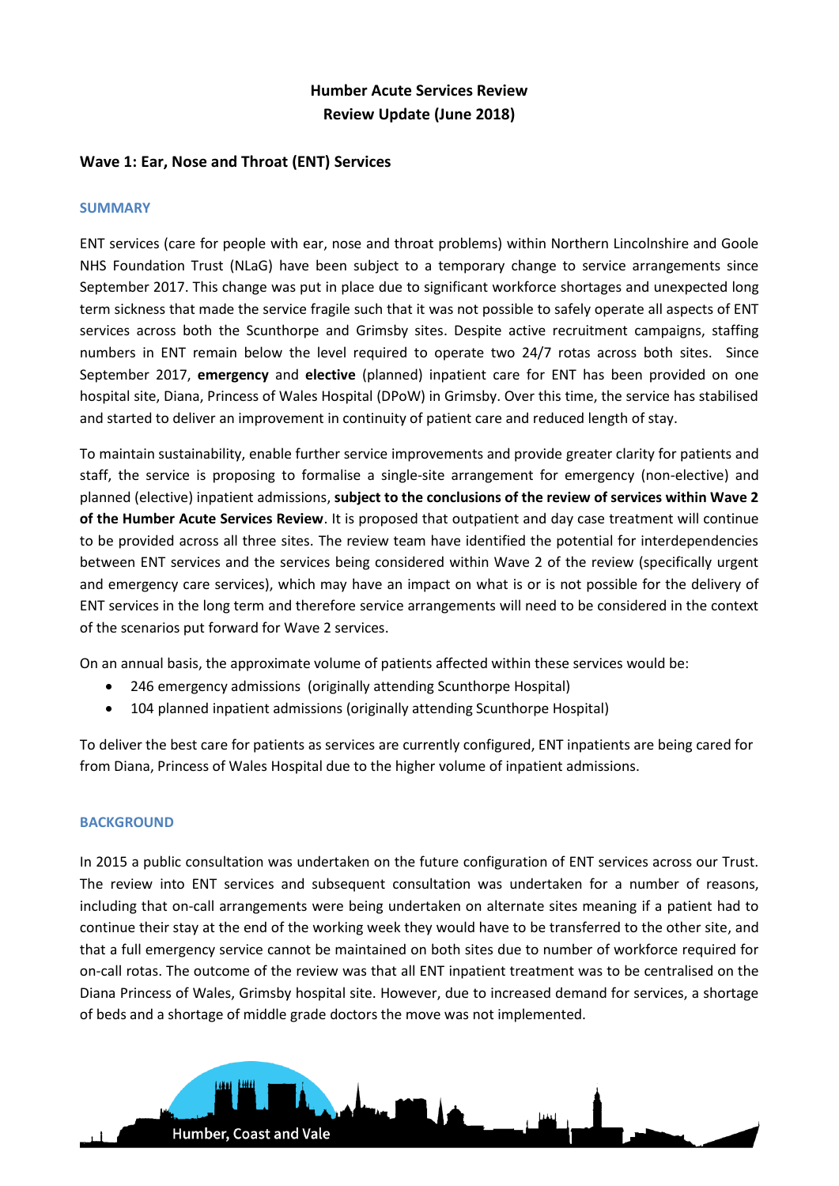# Humber Acute Services Review
## Review Update (June 2018)

### Wave 1: Ear, Nose and Throat (ENT) Services

#### SUMMARY

ENT services (care for people with ear, nose and throat problems) within Northern Lincolnshire and Goole NHS Foundation Trust (NLaG) have been subject to a temporary change to service arrangements since September 2017. This change was put in place due to significant workforce shortages and unexpected long term sickness that made the service fragile such that it was not possible to safely operate all aspects of ENT services across both the Scunthorpe and Grimsby sites. Despite active recruitment campaigns, staffing numbers in ENT remain below the level required to operate two 24/7 rotas across both sites. Since September 2017, **emergency** and **elective** (planned) inpatient care for ENT has been provided on one hospital site, Diana, Princess of Wales Hospital (DPoW) in Grimsby. Over this time, the service has stabilised and started to deliver an improvement in continuity of patient care and reduced length of stay.

To maintain sustainability, enable further service improvements and provide greater clarity for patients and staff, the service is proposing to formalise a single-site arrangement for emergency (non-elective) and planned (elective) inpatient admissions, **subject to the conclusions of the review of services within Wave 2 of the Humber Acute Services Review**. It is proposed that outpatient and day case treatment will continue to be provided across all three sites. The review team have identified the potential for interdependencies between ENT services and the services being considered within Wave 2 of the review (specifically urgent and emergency care services), which may have an impact on what is or is not possible for the delivery of ENT services in the long term and therefore service arrangements will need to be considered in the context of the scenarios put forward for Wave 2 services.

On an annual basis, the approximate volume of patients affected within these services would be:

- 246 emergency admissions (originally attending Scunthorpe Hospital)
- 104 planned inpatient admissions (originally attending Scunthorpe Hospital)

To deliver the best care for patients as services are currently configured, ENT inpatients are being cared for from Diana, Princess of Wales Hospital due to the higher volume of inpatient admissions.

#### BACKGROUND

In 2015 a public consultation was undertaken on the future configuration of ENT services across our Trust. The review into ENT services and subsequent consultation was undertaken for a number of reasons, including that on-call arrangements were being undertaken on alternate sites meaning if a patient had to continue their stay at the end of the working week they would have to be transferred to the other site, and that a full emergency service cannot be maintained on both sites due to number of workforce required for on-call rotas. The outcome of the review was that all ENT inpatient treatment was to be centralised on the Diana Princess of Wales, Grimsby hospital site. However, due to increased demand for services, a shortage of beds and a shortage of middle grade doctors the move was not implemented.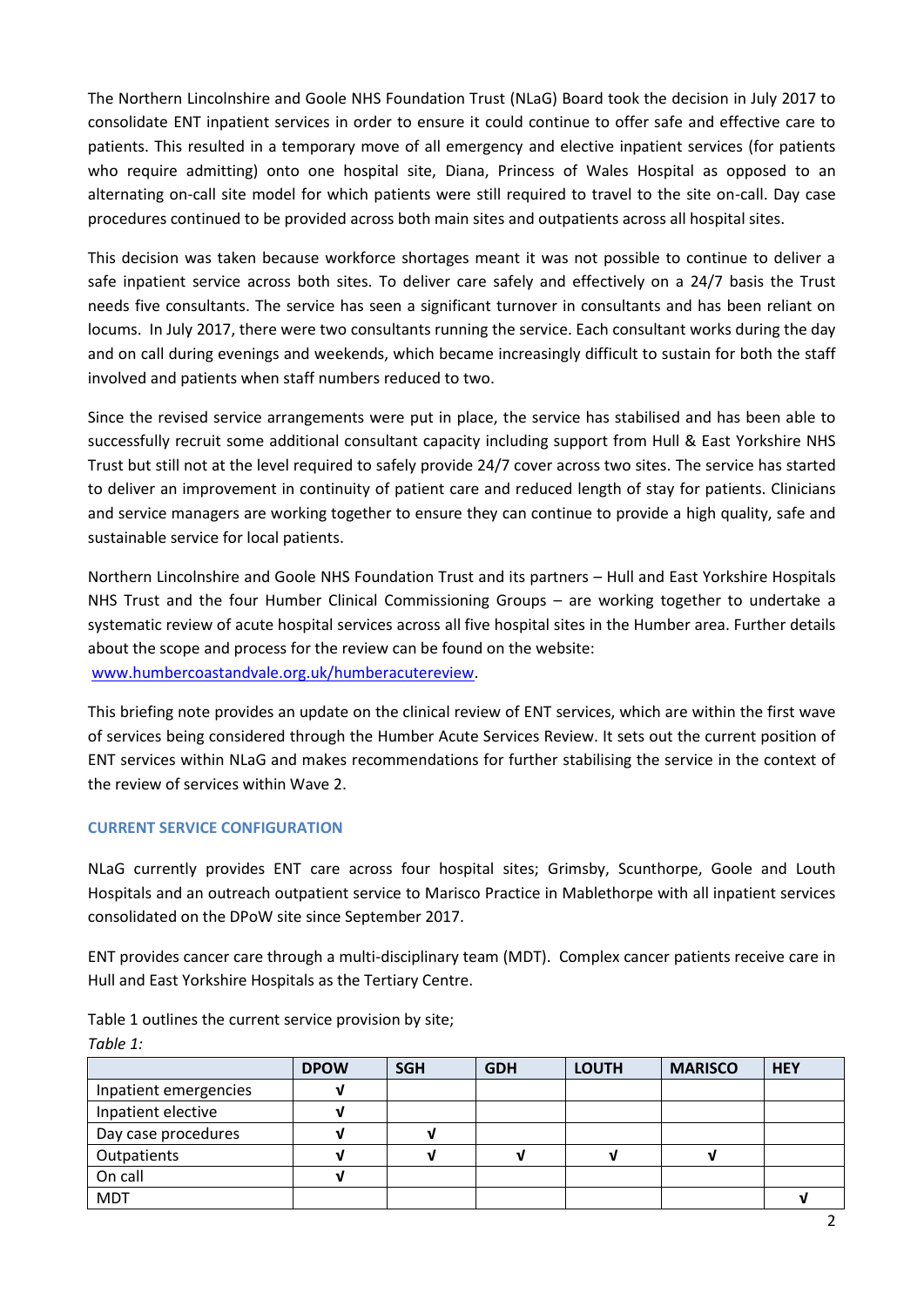The Northern Lincolnshire and Goole NHS Foundation Trust (NLaG) Board took the decision in July 2017 to consolidate ENT inpatient services in order to ensure it could continue to offer safe and effective care to patients. This resulted in a temporary move of all emergency and elective inpatient services (for patients who require admitting) onto one hospital site, Diana, Princess of Wales Hospital as opposed to an alternating on-call site model for which patients were still required to travel to the site on-call. Day case procedures continued to be provided across both main sites and outpatients across all hospital sites.

This decision was taken because workforce shortages meant it was not possible to continue to deliver a safe inpatient service across both sites. To deliver care safely and effectively on a 24/7 basis the Trust needs five consultants. The service has seen a significant turnover in consultants and has been reliant on locums. In July 2017, there were two consultants running the service. Each consultant works during the day and on call during evenings and weekends, which became increasingly difficult to sustain for both the staff involved and patients when staff numbers reduced to two.

Since the revised service arrangements were put in place, the service has stabilised and has been able to successfully recruit some additional consultant capacity including support from Hull & East Yorkshire NHS Trust but still not at the level required to safely provide 24/7 cover across two sites. The service has started to deliver an improvement in continuity of patient care and reduced length of stay for patients. Clinicians and service managers are working together to ensure they can continue to provide a high quality, safe and sustainable service for local patients.

Northern Lincolnshire and Goole NHS Foundation Trust and its partners – Hull and East Yorkshire Hospitals NHS Trust and the four Humber Clinical Commissioning Groups – are working together to undertake a systematic review of acute hospital services across all five hospital sites in the Humber area. Further details about the scope and process for the review can be found on the website: [www.humbercoastandvale.org.uk/humberacutereview](www.humbercoastandvale.org.uk/humberacutereview).

This briefing note provides an update on the clinical review of ENT services, which are within the first wave of services being considered through the Humber Acute Services Review. It sets out the current position of ENT services within NLaG and makes recommendations for further stabilising the service in the context of the review of services within Wave 2.

## CURRENT SERVICE CONFIGURATION

NLaG currently provides ENT care across four hospital sites; Grimsby, Scunthorpe, Goole and Louth Hospitals and an outreach outpatient service to Marisco Practice in Mablethorpe with all inpatient services consolidated on the DPoW site since September 2017.

ENT provides cancer care through a multi-disciplinary team (MDT). Complex cancer patients receive care in Hull and East Yorkshire Hospitals as the Tertiary Centre.

Table 1 outlines the current service provision by site;

*Table 1:*

| | DPOW | SGH | GDH | LOUTH | MARISCO | HEY |
|---|---|---|---|---|---|---|
| Inpatient emergencies | √ | | | | | |
| Inpatient elective | √ | | | | | |
| Day case procedures | √ | √ | | | | |
| Outpatients | √ | √ | √ | √ | √ | |
| On call | √ | | | | | |
| MDT | | | | | | √ |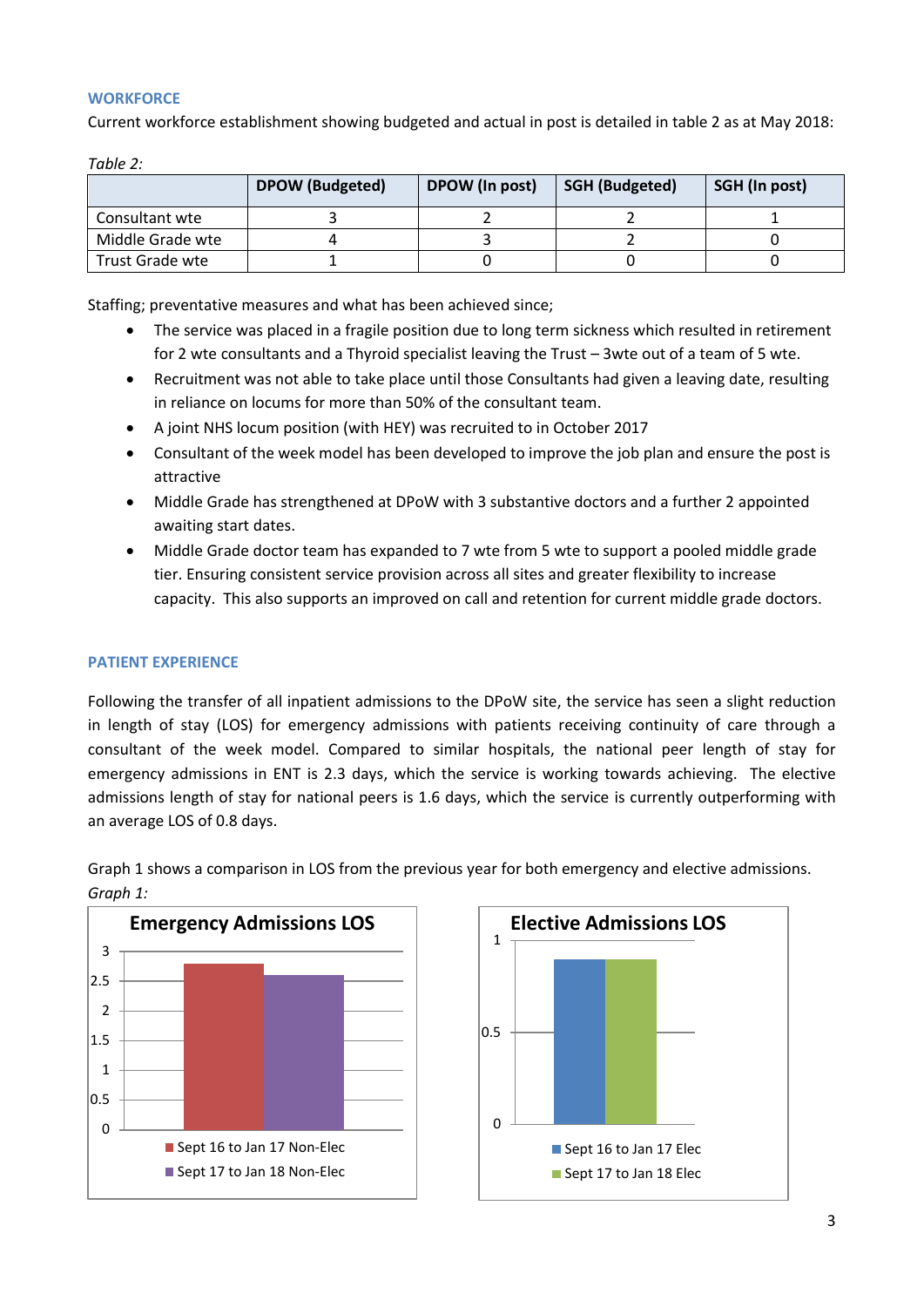## WORKFORCE

Current workforce establishment showing budgeted and actual in post is detailed in table 2 as at May 2018:

*Table 2:*

| | DPOW (Budgeted) | DPOW (In post) | SGH (Budgeted) | SGH (In post) |
|---|---|---|---|---|
| Consultant wte | 3 | 2 | 2 | 1 |
| Middle Grade wte | 4 | 3 | 2 | 0 |
| Trust Grade wte | 1 | 0 | 0 | 0 |

Staffing; preventative measures and what has been achieved since;

- The service was placed in a fragile position due to long term sickness which resulted in retirement for 2 wte consultants and a Thyroid specialist leaving the Trust – 3wte out of a team of 5 wte.
- Recruitment was not able to take place until those Consultants had given a leaving date, resulting in reliance on locums for more than 50% of the consultant team.
- A joint NHS locum position (with HEY) was recruited to in October 2017
- Consultant of the week model has been developed to improve the job plan and ensure the post is attractive
- Middle Grade has strengthened at DPoW with 3 substantive doctors and a further 2 appointed awaiting start dates.
- Middle Grade doctor team has expanded to 7 wte from 5 wte to support a pooled middle grade tier. Ensuring consistent service provision across all sites and greater flexibility to increase capacity. This also supports an improved on call and retention for current middle grade doctors.

## PATIENT EXPERIENCE

Following the transfer of all inpatient admissions to the DPoW site, the service has seen a slight reduction in length of stay (LOS) for emergency admissions with patients receiving continuity of care through a consultant of the week model. Compared to similar hospitals, the national peer length of stay for emergency admissions in ENT is 2.3 days, which the service is working towards achieving. The elective admissions length of stay for national peers is 1.6 days, which the service is currently outperforming with an average LOS of 0.8 days.

Graph 1 shows a comparison in LOS from the previous year for both emergency and elective admissions.

*Graph 1:*

**Emergency Admissions LOS**

- Sept 16 to Jan 17 Non-Elec
- Sept 17 to Jan 18 Non-Elec

**Elective Admissions LOS**

- Sept 16 to Jan 17 Elec
- Sept 17 to Jan 18 Elec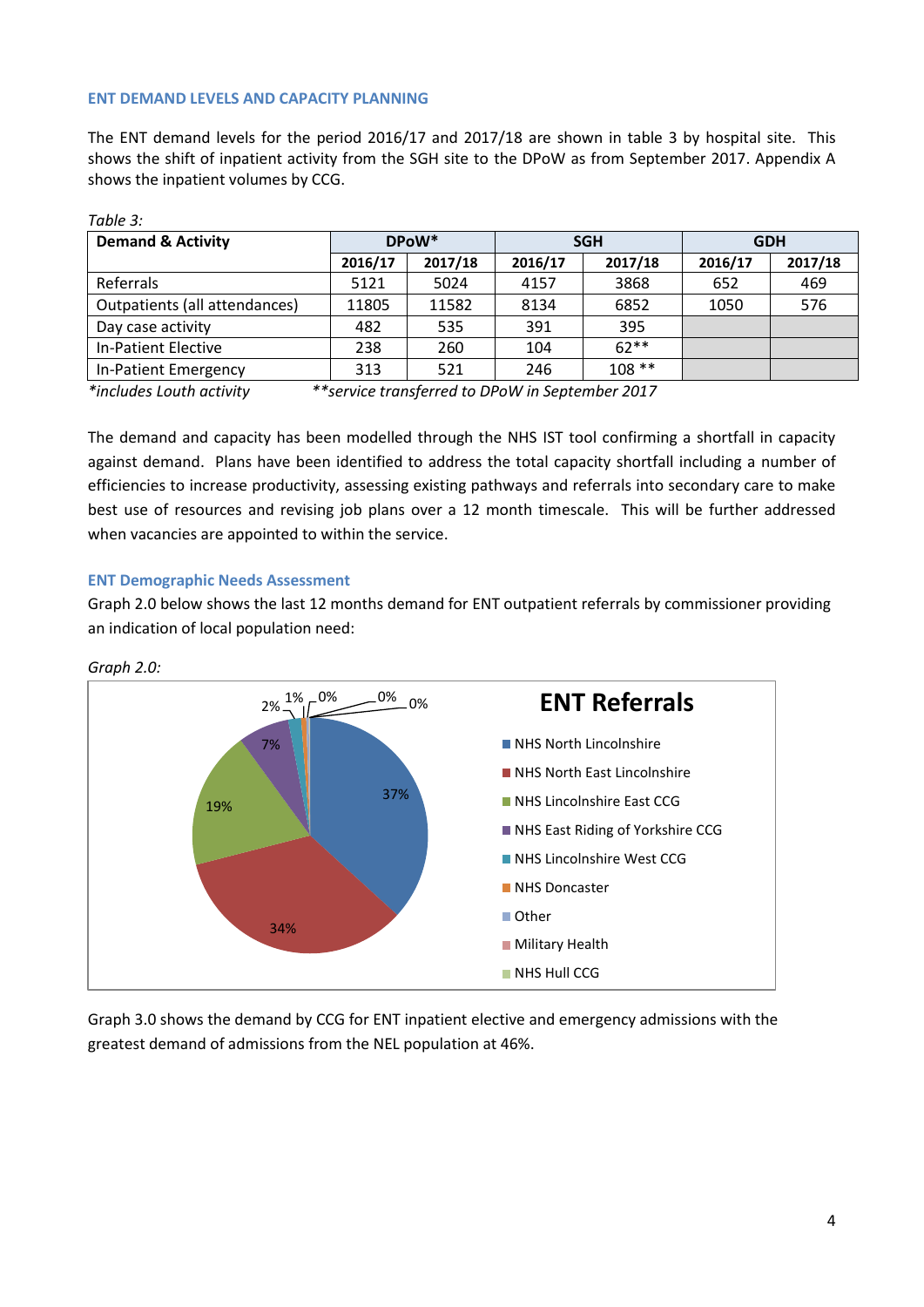### ENT DEMAND LEVELS AND CAPACITY PLANNING

The ENT demand levels for the period 2016/17 and 2017/18 are shown in table 3 by hospital site. This shows the shift of inpatient activity from the SGH site to the DPoW as from September 2017. Appendix A shows the inpatient volumes by CCG.

*Table 3:*

| Demand & Activity | DPoW* | | SGH | | GDH | |
|---|---|---|---|---|---|---|
| | 2016/17 | 2017/18 | 2016/17 | 2017/18 | 2016/17 | 2017/18 |
| Referrals | 5121 | 5024 | 4157 | 3868 | 652 | 469 |
| Outpatients (all attendances) | 11805 | 11582 | 8134 | 6852 | 1050 | 576 |
| Day case activity | 482 | 535 | 391 | 395 | | |
| In-Patient Elective | 238 | 260 | 104 | 62** | | |
| In-Patient Emergency | 313 | 521 | 246 | 108 ** | | |

*\*includes Louth activity* &nbsp;&nbsp;&nbsp;&nbsp; *\*\*service transferred to DPoW in September 2017*

The demand and capacity has been modelled through the NHS IST tool confirming a shortfall in capacity against demand. Plans have been identified to address the total capacity shortfall including a number of efficiencies to increase productivity, assessing existing pathways and referrals into secondary care to make best use of resources and revising job plans over a 12 month timescale. This will be further addressed when vacancies are appointed to within the service.

### ENT Demographic Needs Assessment

Graph 2.0 below shows the last 12 months demand for ENT outpatient referrals by commissioner providing an indication of local population need:

*Graph 2.0:*

**ENT Referrals**

- NHS North Lincolnshire: 37%
- NHS North East Lincolnshire: 34%
- NHS Lincolnshire East CCG: 19%
- NHS East Riding of Yorkshire CCG: 7%
- NHS Lincolnshire West CCG: 2%
- NHS Doncaster: 1%
- Other: 0%
- Military Health: 0%
- NHS Hull CCG: 0%

Graph 3.0 shows the demand by CCG for ENT inpatient elective and emergency admissions with the greatest demand of admissions from the NEL population at 46%.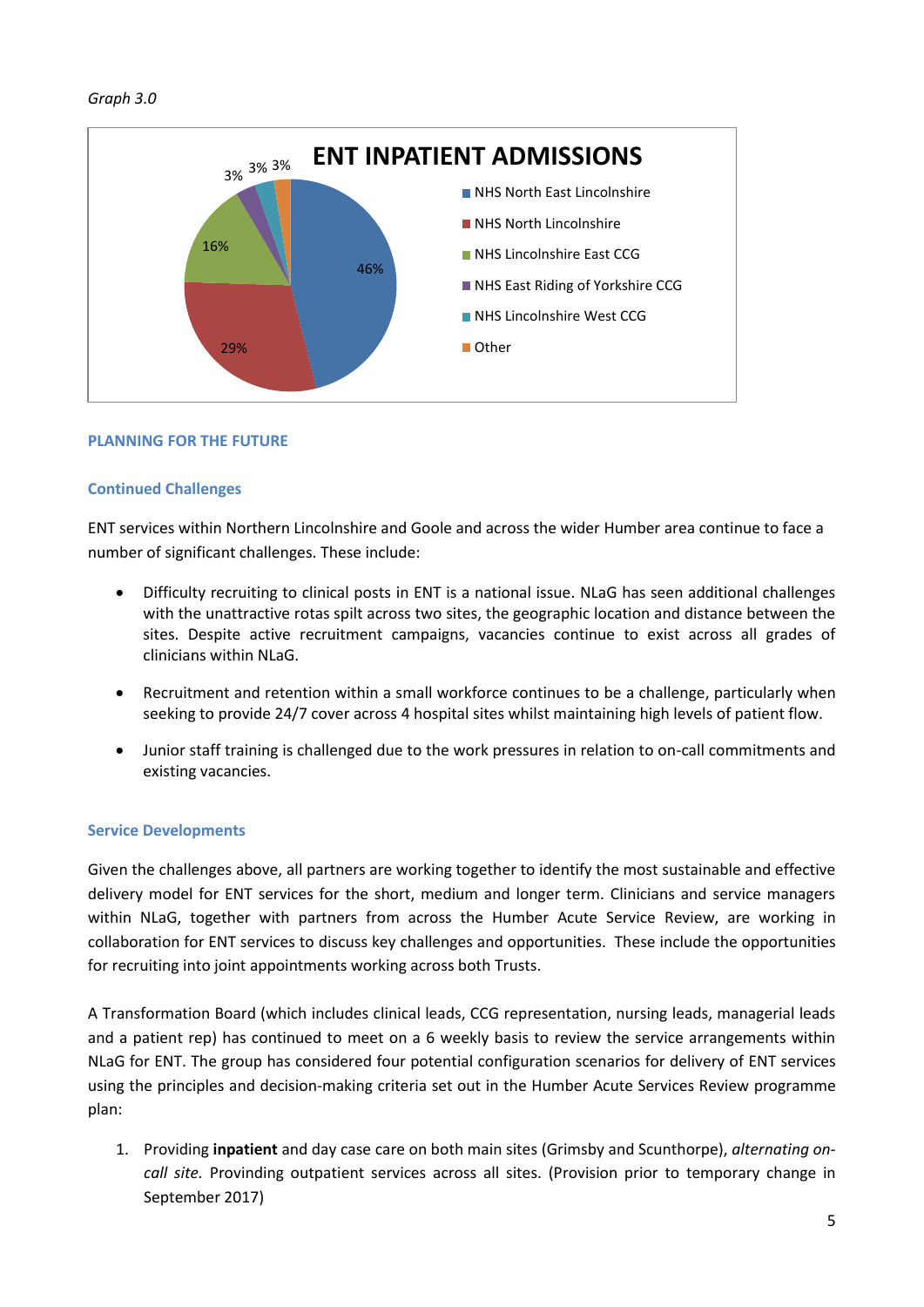*Graph 3.0*

**ENT INPATIENT ADMISSIONS**

| Area | % |
|---|---|
| NHS North East Lincolnshire | 46% |
| NHS North Lincolnshire | 29% |
| NHS Lincolnshire East CCG | 16% |
| NHS East Riding of Yorkshire CCG | 3% |
| NHS Lincolnshire West CCG | 3% |
| Other | 3% |

## PLANNING FOR THE FUTURE

### Continued Challenges

ENT services within Northern Lincolnshire and Goole and across the wider Humber area continue to face a number of significant challenges. These include:

- Difficulty recruiting to clinical posts in ENT is a national issue. NLaG has seen additional challenges with the unattractive rotas spilt across two sites, the geographic location and distance between the sites. Despite active recruitment campaigns, vacancies continue to exist across all grades of clinicians within NLaG.
- Recruitment and retention within a small workforce continues to be a challenge, particularly when seeking to provide 24/7 cover across 4 hospital sites whilst maintaining high levels of patient flow.
- Junior staff training is challenged due to the work pressures in relation to on-call commitments and existing vacancies.

### Service Developments

Given the challenges above, all partners are working together to identify the most sustainable and effective delivery model for ENT services for the short, medium and longer term. Clinicians and service managers within NLaG, together with partners from across the Humber Acute Service Review, are working in collaboration for ENT services to discuss key challenges and opportunities. These include the opportunities for recruiting into joint appointments working across both Trusts.

A Transformation Board (which includes clinical leads, CCG representation, nursing leads, managerial leads and a patient rep) has continued to meet on a 6 weekly basis to review the service arrangements within NLaG for ENT. The group has considered four potential configuration scenarios for delivery of ENT services using the principles and decision-making criteria set out in the Humber Acute Services Review programme plan:

1. Providing **inpatient** and day case care on both main sites (Grimsby and Scunthorpe), *alternating on-call site.* Provinding outpatient services across all sites. (Provision prior to temporary change in September 2017)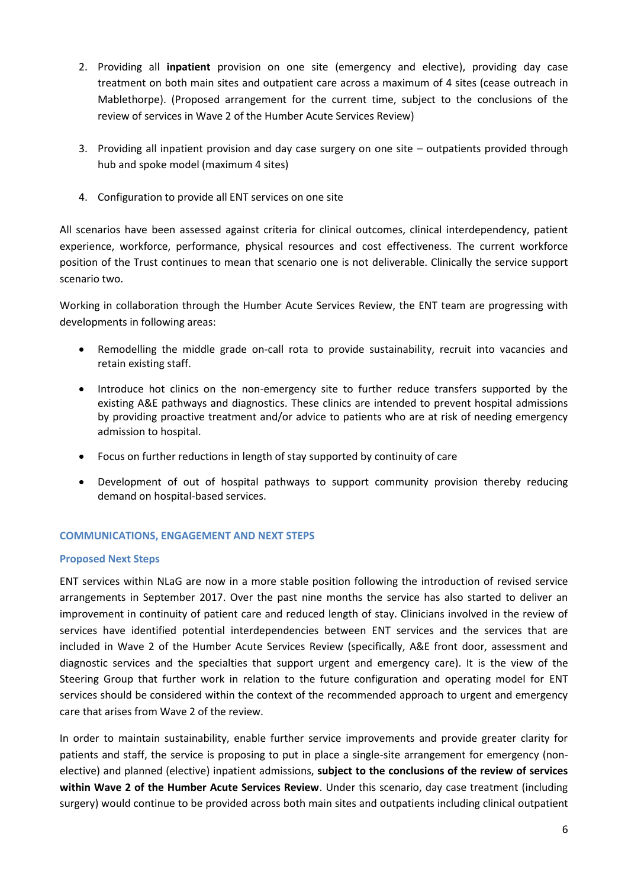2. Providing all **inpatient** provision on one site (emergency and elective), providing day case treatment on both main sites and outpatient care across a maximum of 4 sites (cease outreach in Mablethorpe). (Proposed arrangement for the current time, subject to the conclusions of the review of services in Wave 2 of the Humber Acute Services Review)

3. Providing all inpatient provision and day case surgery on one site – outpatients provided through hub and spoke model (maximum 4 sites)

4. Configuration to provide all ENT services on one site

All scenarios have been assessed against criteria for clinical outcomes, clinical interdependency, patient experience, workforce, performance, physical resources and cost effectiveness. The current workforce position of the Trust continues to mean that scenario one is not deliverable. Clinically the service support scenario two.

Working in collaboration through the Humber Acute Services Review, the ENT team are progressing with developments in following areas:

- Remodelling the middle grade on-call rota to provide sustainability, recruit into vacancies and retain existing staff.
- Introduce hot clinics on the non-emergency site to further reduce transfers supported by the existing A&E pathways and diagnostics. These clinics are intended to prevent hospital admissions by providing proactive treatment and/or advice to patients who are at risk of needing emergency admission to hospital.
- Focus on further reductions in length of stay supported by continuity of care
- Development of out of hospital pathways to support community provision thereby reducing demand on hospital-based services.

## COMMUNICATIONS, ENGAGEMENT AND NEXT STEPS

### Proposed Next Steps

ENT services within NLaG are now in a more stable position following the introduction of revised service arrangements in September 2017. Over the past nine months the service has also started to deliver an improvement in continuity of patient care and reduced length of stay. Clinicians involved in the review of services have identified potential interdependencies between ENT services and the services that are included in Wave 2 of the Humber Acute Services Review (specifically, A&E front door, assessment and diagnostic services and the specialties that support urgent and emergency care). It is the view of the Steering Group that further work in relation to the future configuration and operating model for ENT services should be considered within the context of the recommended approach to urgent and emergency care that arises from Wave 2 of the review.

In order to maintain sustainability, enable further service improvements and provide greater clarity for patients and staff, the service is proposing to put in place a single-site arrangement for emergency (non-elective) and planned (elective) inpatient admissions, **subject to the conclusions of the review of services within Wave 2 of the Humber Acute Services Review**. Under this scenario, day case treatment (including surgery) would continue to be provided across both main sites and outpatients including clinical outpatient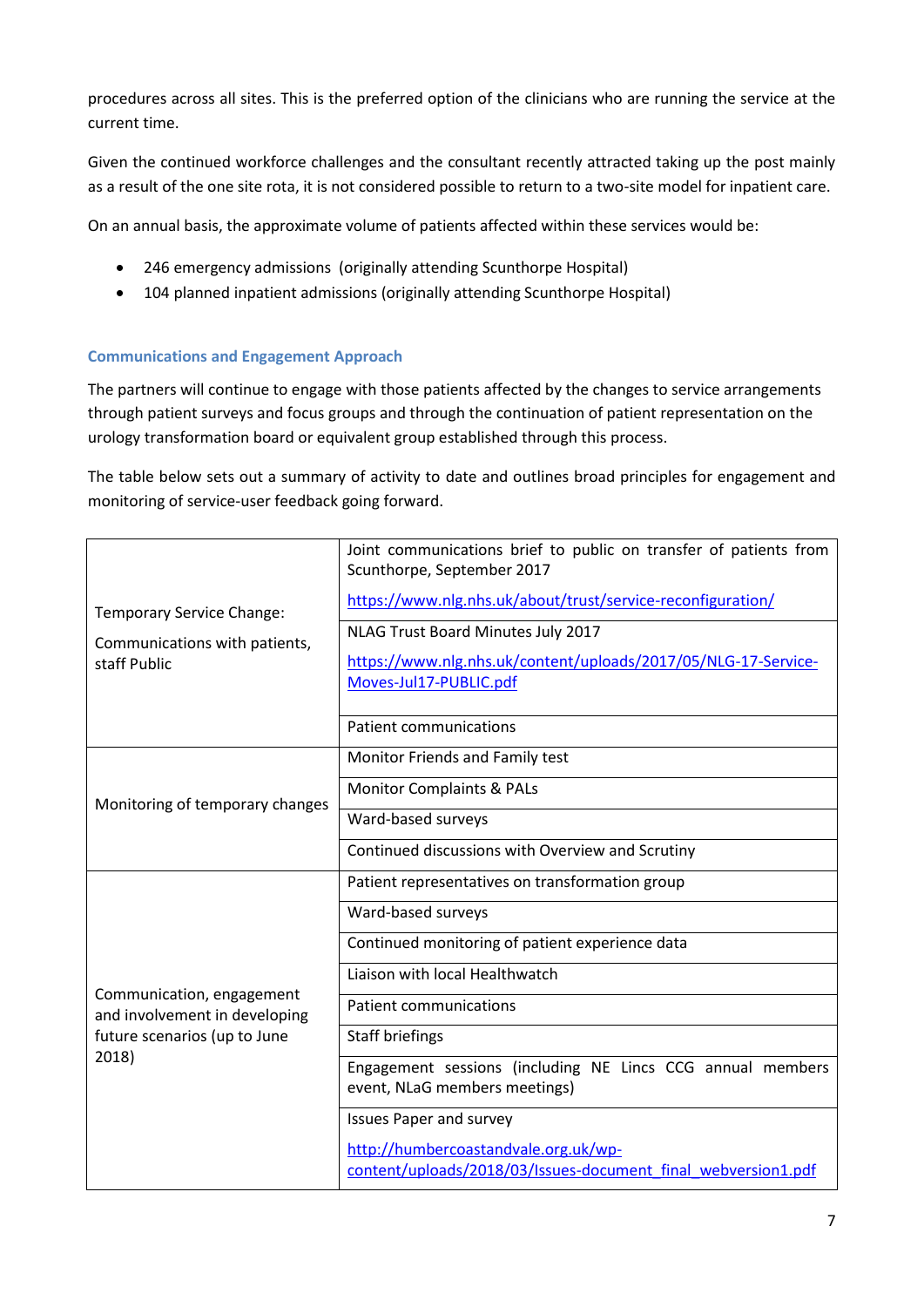procedures across all sites. This is the preferred option of the clinicians who are running the service at the current time.

Given the continued workforce challenges and the consultant recently attracted taking up the post mainly as a result of the one site rota, it is not considered possible to return to a two-site model for inpatient care.

On an annual basis, the approximate volume of patients affected within these services would be:

- 246 emergency admissions (originally attending Scunthorpe Hospital)
- 104 planned inpatient admissions (originally attending Scunthorpe Hospital)

### Communications and Engagement Approach

The partners will continue to engage with those patients affected by the changes to service arrangements through patient surveys and focus groups and through the continuation of patient representation on the urology transformation board or equivalent group established through this process.

The table below sets out a summary of activity to date and outlines broad principles for engagement and monitoring of service-user feedback going forward.

| | |
|---|---|
| Temporary Service Change: Communications with patients, staff Public | Joint communications brief to public on transfer of patients from Scunthorpe, September 2017 https://www.nlg.nhs.uk/about/trust/service-reconfiguration/ |
| | NLAG Trust Board Minutes July 2017 https://www.nlg.nhs.uk/content/uploads/2017/05/NLG-17-Service-Moves-Jul17-PUBLIC.pdf |
| | Patient communications |
| Monitoring of temporary changes | Monitor Friends and Family test |
| | Monitor Complaints & PALs |
| | Ward-based surveys |
| | Continued discussions with Overview and Scrutiny |
| Communication, engagement and involvement in developing future scenarios (up to June 2018) | Patient representatives on transformation group |
| | Ward-based surveys |
| | Continued monitoring of patient experience data |
| | Liaison with local Healthwatch |
| | Patient communications |
| | Staff briefings |
| | Engagement sessions (including NE Lincs CCG annual members event, NLaG members meetings) |
| | Issues Paper and survey http://humbercoastandvale.org.uk/wp-content/uploads/2018/03/Issues-document_final_webversion1.pdf |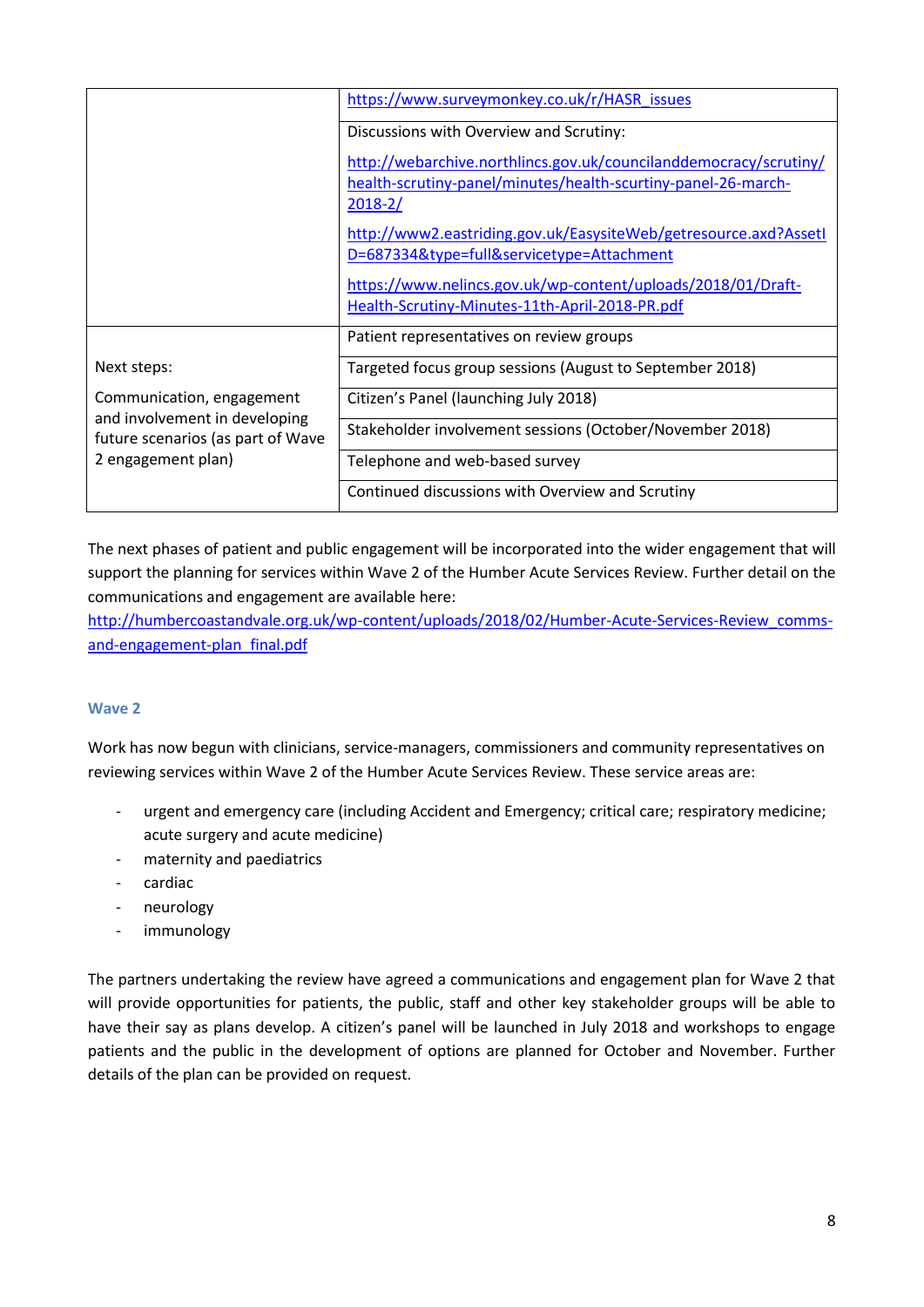| | |
|---|---|
| | https://www.surveymonkey.co.uk/r/HASR_issues |
| | Discussions with Overview and Scrutiny:<br><br>http://webarchive.northlincs.gov.uk/councilanddemocracy/scrutiny/health-scrutiny-panel/minutes/health-scurtiny-panel-26-march-2018-2/<br><br>http://www2.eastriding.gov.uk/EasysiteWeb/getresource.axd?AssetID=687334&type=full&servicetype=Attachment<br><br>https://www.nelincs.gov.uk/wp-content/uploads/2018/01/Draft-Health-Scrutiny-Minutes-11th-April-2018-PR.pdf |
| Next steps:<br><br>Communication, engagement and involvement in developing future scenarios (as part of Wave 2 engagement plan) | Patient representatives on review groups |
| | Targeted focus group sessions (August to September 2018) |
| | Citizen's Panel (launching July 2018) |
| | Stakeholder involvement sessions (October/November 2018) |
| | Telephone and web-based survey |
| | Continued discussions with Overview and Scrutiny |

The next phases of patient and public engagement will be incorporated into the wider engagement that will support the planning for services within Wave 2 of the Humber Acute Services Review. Further detail on the communications and engagement are available here: http://humbercoastandvale.org.uk/wp-content/uploads/2018/02/Humber-Acute-Services-Review_comms-and-engagement-plan_final.pdf

### Wave 2

Work has now begun with clinicians, service-managers, commissioners and community representatives on reviewing services within Wave 2 of the Humber Acute Services Review. These service areas are:

- urgent and emergency care (including Accident and Emergency; critical care; respiratory medicine; acute surgery and acute medicine)
- maternity and paediatrics
- cardiac
- neurology
- immunology

The partners undertaking the review have agreed a communications and engagement plan for Wave 2 that will provide opportunities for patients, the public, staff and other key stakeholder groups will be able to have their say as plans develop. A citizen's panel will be launched in July 2018 and workshops to engage patients and the public in the development of options are planned for October and November. Further details of the plan can be provided on request.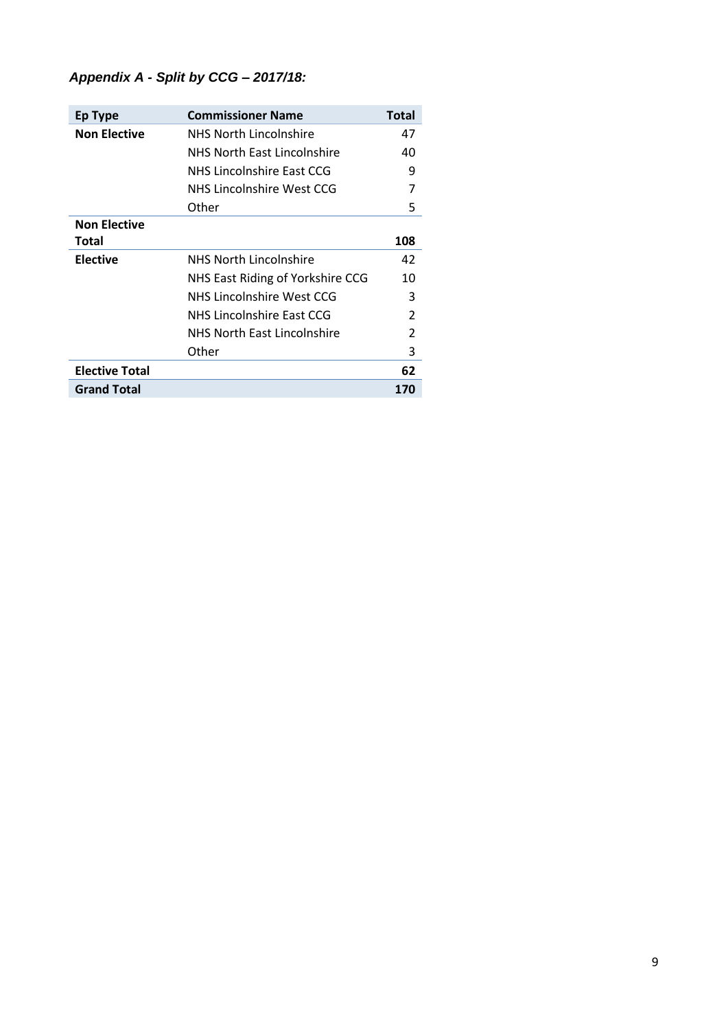*Appendix A - Split by CCG – 2017/18:*

| Ep Type | Commissioner Name | Total |
|---|---|---|
| **Non Elective** | NHS North Lincolnshire | 47 |
| | NHS North East Lincolnshire | 40 |
| | NHS Lincolnshire East CCG | 9 |
| | NHS Lincolnshire West CCG | 7 |
| | Other | 5 |
| **Non Elective Total** | | **108** |
| **Elective** | NHS North Lincolnshire | 42 |
| | NHS East Riding of Yorkshire CCG | 10 |
| | NHS Lincolnshire West CCG | 3 |
| | NHS Lincolnshire East CCG | 2 |
| | NHS North East Lincolnshire | 2 |
| | Other | 3 |
| **Elective Total** | | **62** |
| **Grand Total** | | **170** |